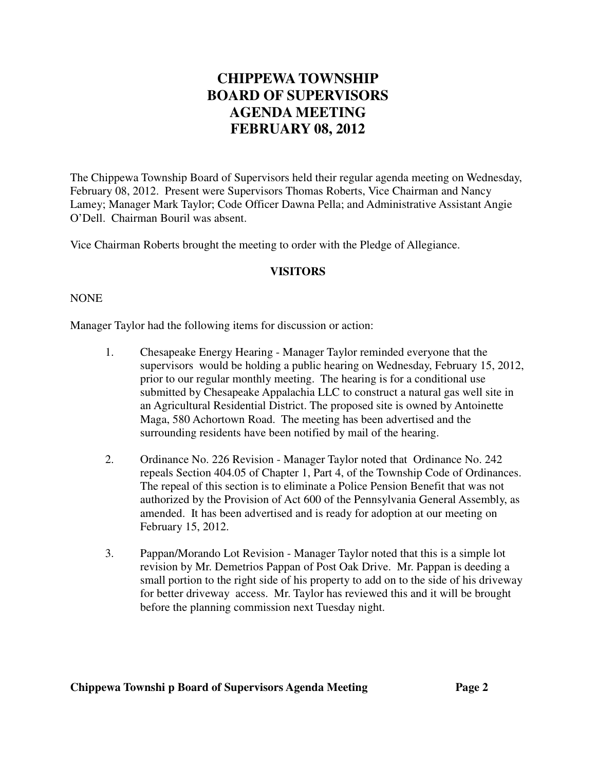# CHIPPEWA TOWNSHIP
# BOARD OF SUPERVISORS
# AGENDA MEETING
# FEBRUARY 08, 2012

The Chippewa Township Board of Supervisors held their regular agenda meeting on Wednesday, February 08, 2012. Present were Supervisors Thomas Roberts, Vice Chairman and Nancy Lamey; Manager Mark Taylor; Code Officer Dawna Pella; and Administrative Assistant Angie O'Dell. Chairman Bouril was absent.

Vice Chairman Roberts brought the meeting to order with the Pledge of Allegiance.

## VISITORS

NONE

Manager Taylor had the following items for discussion or action:

1. Chesapeake Energy Hearing - Manager Taylor reminded everyone that the supervisors would be holding a public hearing on Wednesday, February 15, 2012, prior to our regular monthly meeting. The hearing is for a conditional use submitted by Chesapeake Appalachia LLC to construct a natural gas well site in an Agricultural Residential District. The proposed site is owned by Antoinette Maga, 580 Achortown Road. The meeting has been advertised and the surrounding residents have been notified by mail of the hearing.

2. Ordinance No. 226 Revision - Manager Taylor noted that Ordinance No. 242 repeals Section 404.05 of Chapter 1, Part 4, of the Township Code of Ordinances. The repeal of this section is to eliminate a Police Pension Benefit that was not authorized by the Provision of Act 600 of the Pennsylvania General Assembly, as amended. It has been advertised and is ready for adoption at our meeting on February 15, 2012.

3. Pappan/Morando Lot Revision - Manager Taylor noted that this is a simple lot revision by Mr. Demetrios Pappan of Post Oak Drive. Mr. Pappan is deeding a small portion to the right side of his property to add on to the side of his driveway for better driveway access. Mr. Taylor has reviewed this and it will be brought before the planning commission next Tuesday night.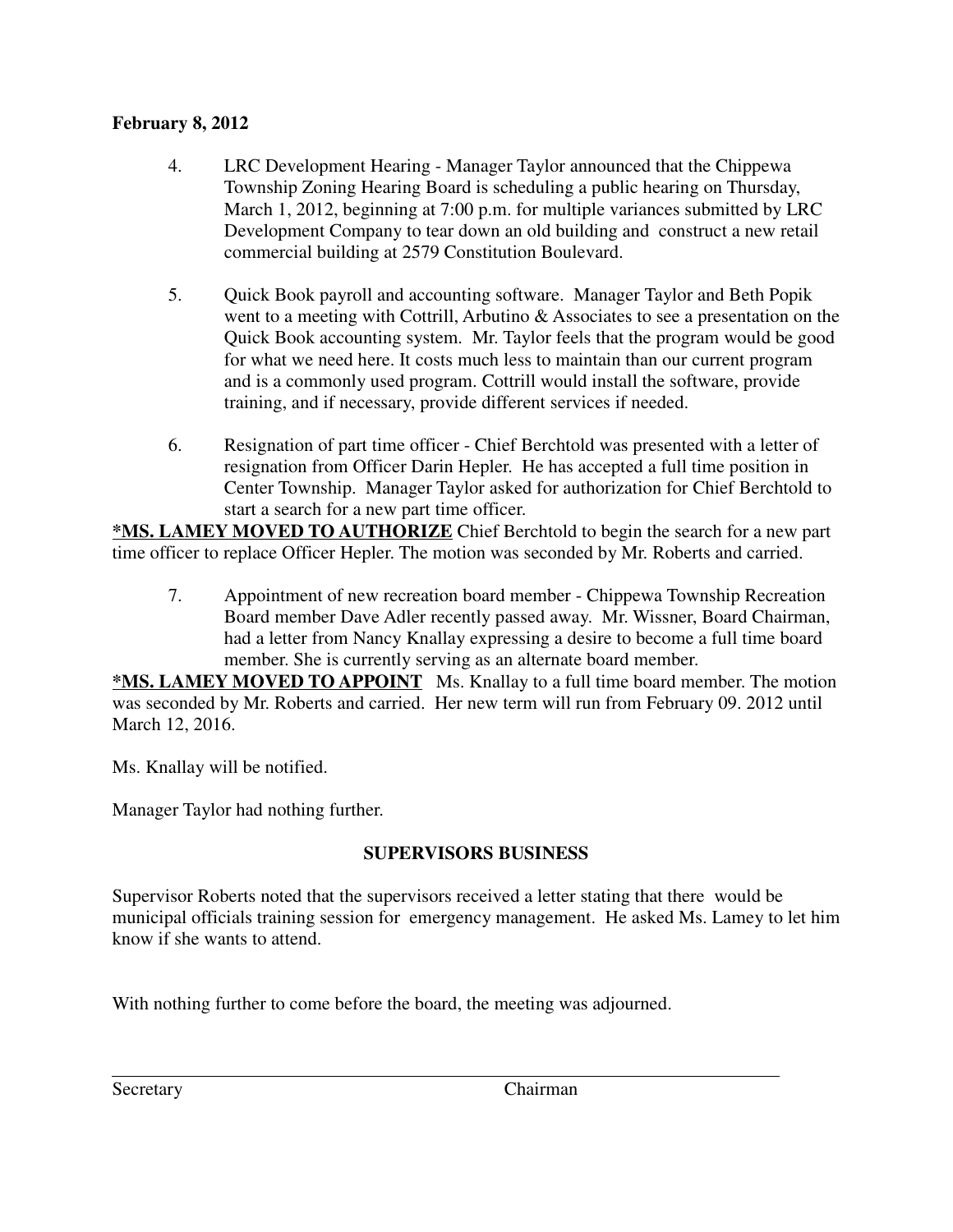**February 8, 2012**

4. LRC Development Hearing - Manager Taylor announced that the Chippewa Township Zoning Hearing Board is scheduling a public hearing on Thursday, March 1, 2012, beginning at 7:00 p.m. for multiple variances submitted by LRC Development Company to tear down an old building and construct a new retail commercial building at 2579 Constitution Boulevard.

5. Quick Book payroll and accounting software. Manager Taylor and Beth Popik went to a meeting with Cottrill, Arbutino & Associates to see a presentation on the Quick Book accounting system. Mr. Taylor feels that the program would be good for what we need here. It costs much less to maintain than our current program and is a commonly used program. Cottrill would install the software, provide training, and if necessary, provide different services if needed.

6. Resignation of part time officer - Chief Berchtold was presented with a letter of resignation from Officer Darin Hepler. He has accepted a full time position in Center Township. Manager Taylor asked for authorization for Chief Berchtold to start a search for a new part time officer.

**\*MS. LAMEY MOVED TO AUTHORIZE** Chief Berchtold to begin the search for a new part time officer to replace Officer Hepler. The motion was seconded by Mr. Roberts and carried.

7. Appointment of new recreation board member - Chippewa Township Recreation Board member Dave Adler recently passed away. Mr. Wissner, Board Chairman, had a letter from Nancy Knallay expressing a desire to become a full time board member. She is currently serving as an alternate board member.

**\*MS. LAMEY MOVED TO APPOINT** Ms. Knallay to a full time board member. The motion was seconded by Mr. Roberts and carried. Her new term will run from February 09. 2012 until March 12, 2016.

Ms. Knallay will be notified.

Manager Taylor had nothing further.

## SUPERVISORS BUSINESS

Supervisor Roberts noted that the supervisors received a letter stating that there would be municipal officials training session for emergency management. He asked Ms. Lamey to let him know if she wants to attend.

With nothing further to come before the board, the meeting was adjourned.

Secretary Chairman